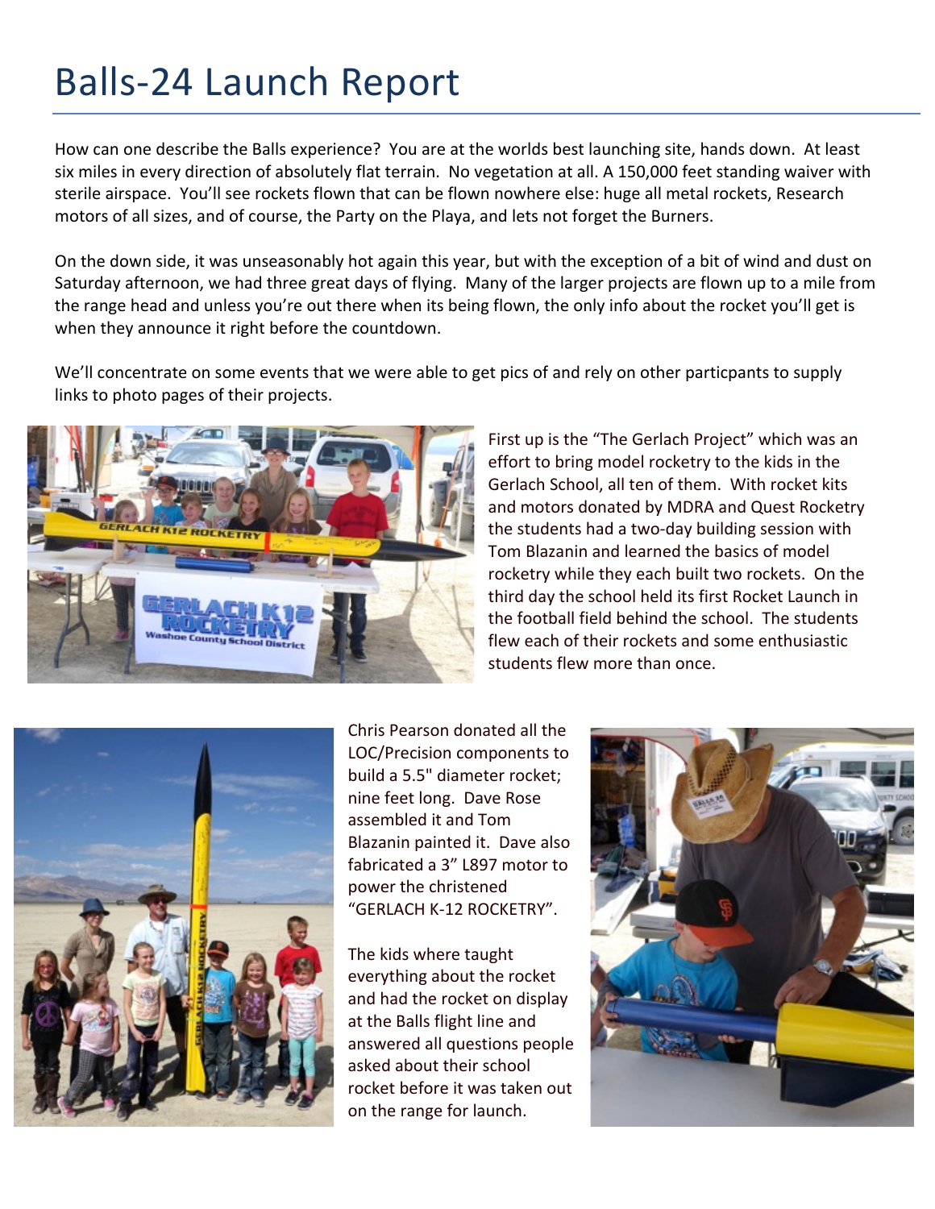# Balls-24 Launch Report

How can one describe the Balls experience? You are at the worlds best launching site, hands down. At least six miles in every direction of absolutely flat terrain. No vegetation at all. A 150,000 feet standing waiver with sterile airspace. You'll see rockets flown that can be flown nowhere else: huge all metal rockets, Research motors of all sizes, and of course, the Party on the Playa, and lets not forget the Burners.

On the down side, it was unseasonably hot again this year, but with the exception of a bit of wind and dust on Saturday afternoon, we had three great days of flying. Many of the larger projects are flown up to a mile from the range head and unless you're out there when its being flown, the only info about the rocket you'll get is when they announce it right before the countdown.

We'll concentrate on some events that we were able to get pics of and rely on other particpants to supply links to photo pages of their projects.

First up is the "The Gerlach Project" which was an effort to bring model rocketry to the kids in the Gerlach School, all ten of them. With rocket kits and motors donated by MDRA and Quest Rocketry the students had a two-day building session with Tom Blazanin and learned the basics of model rocketry while they each built two rockets. On the third day the school held its first Rocket Launch in the football field behind the school. The students flew each of their rockets and some enthusiastic students flew more than once.

Chris Pearson donated all the LOC/Precision components to build a 5.5" diameter rocket; nine feet long. Dave Rose assembled it and Tom Blazanin painted it. Dave also fabricated a 3" L897 motor to power the christened "GERLACH K-12 ROCKETRY".

The kids where taught everything about the rocket and had the rocket on display at the Balls flight line and answered all questions people asked about their school rocket before it was taken out on the range for launch.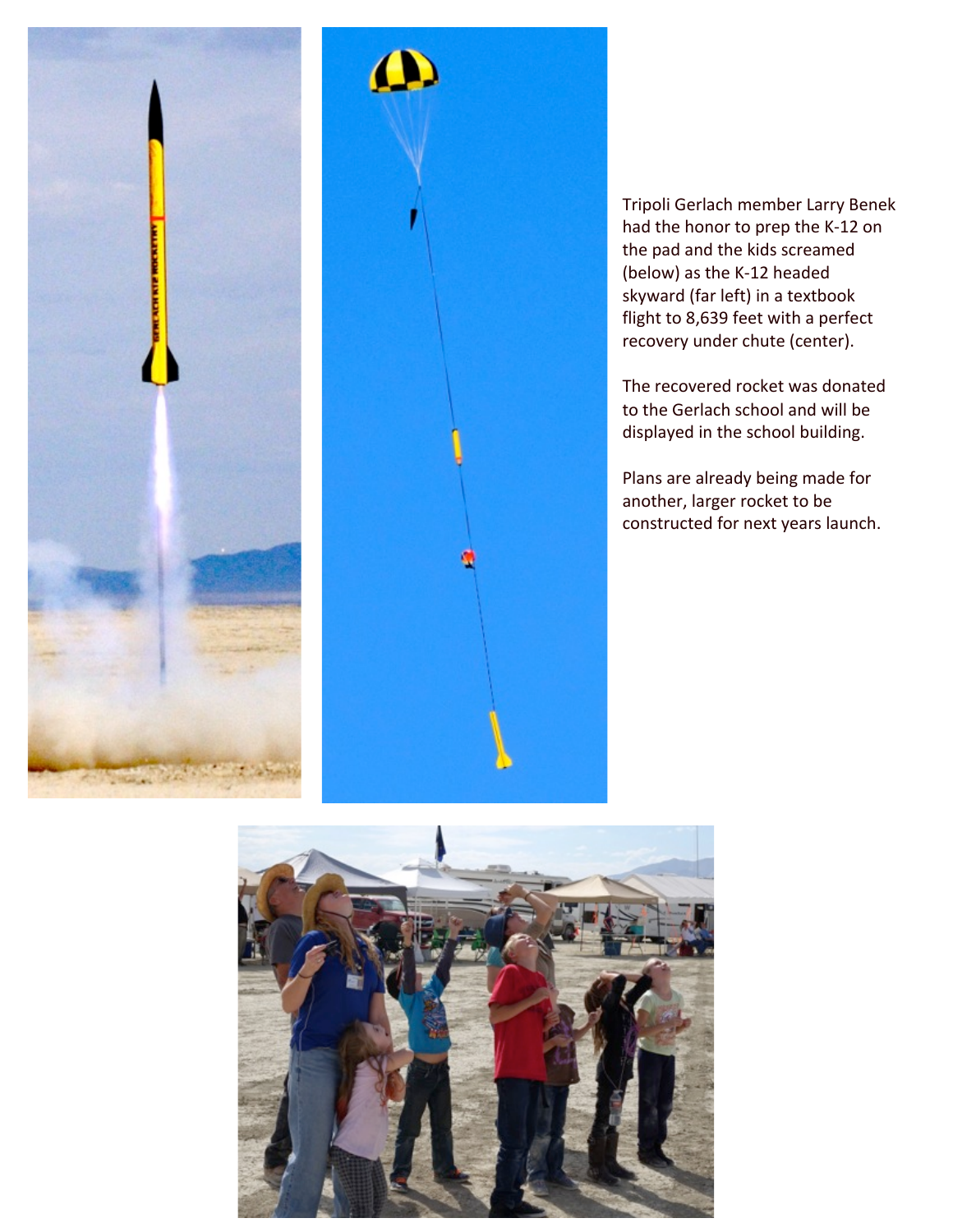Tripoli Gerlach member Larry Benek had the honor to prep the K-12 on the pad and the kids screamed (below) as the K-12 headed skyward (far left) in a textbook flight to 8,639 feet with a perfect recovery under chute (center).

The recovered rocket was donated to the Gerlach school and will be displayed in the school building.

Plans are already being made for another, larger rocket to be constructed for next years launch.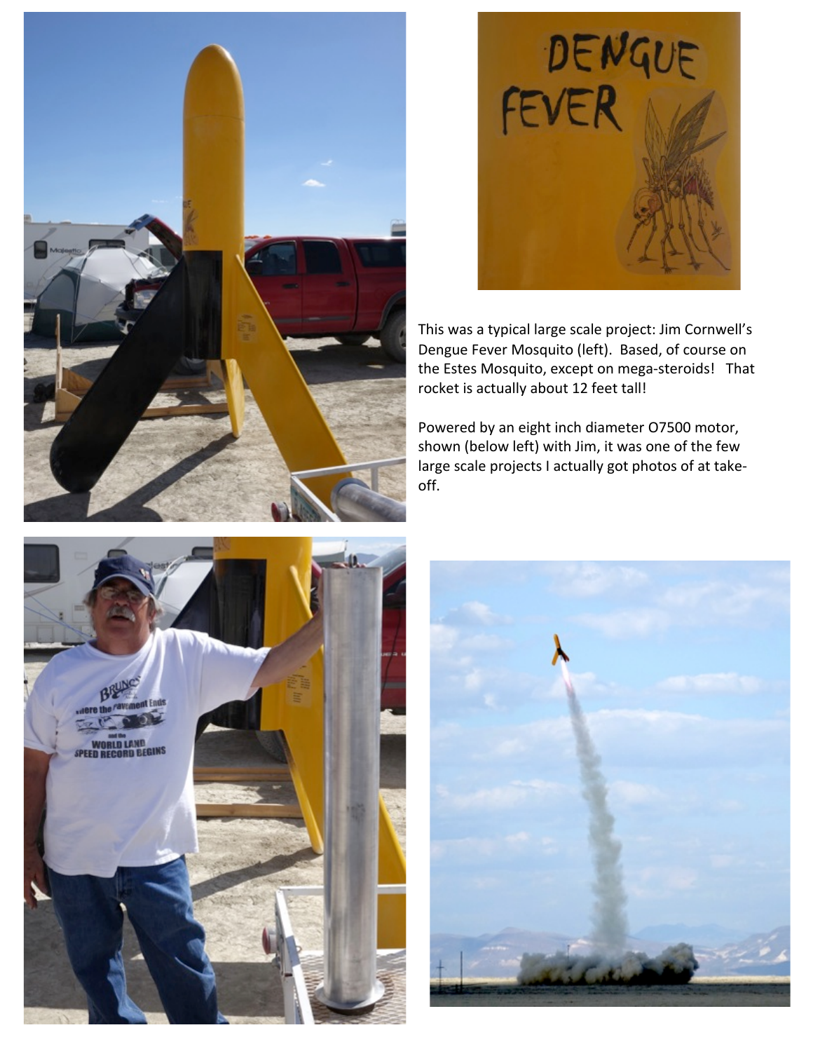This was a typical large scale project: Jim Cornwell's Dengue Fever Mosquito (left). Based, of course on the Estes Mosquito, except on mega-steroids! That rocket is actually about 12 feet tall!

Powered by an eight inch diameter O7500 motor, shown (below left) with Jim, it was one of the few large scale projects I actually got photos of at take-off.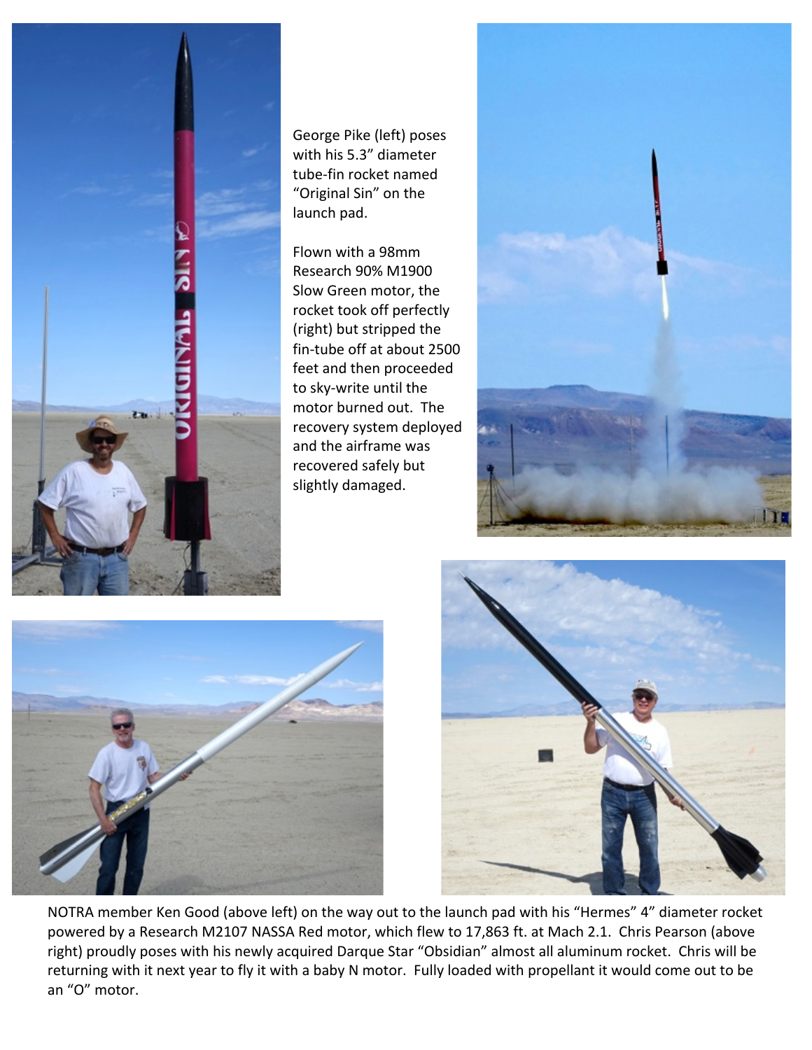George Pike (left) poses with his 5.3" diameter tube-fin rocket named "Original Sin" on the launch pad.

Flown with a 98mm Research 90% M1900 Slow Green motor, the rocket took off perfectly (right) but stripped the fin-tube off at about 2500 feet and then proceeded to sky-write until the motor burned out. The recovery system deployed and the airframe was recovered safely but slightly damaged.

NOTRA member Ken Good (above left) on the way out to the launch pad with his "Hermes" 4" diameter rocket powered by a Research M2107 NASSA Red motor, which flew to 17,863 ft. at Mach 2.1. Chris Pearson (above right) proudly poses with his newly acquired Darque Star "Obsidian" almost all aluminum rocket. Chris will be returning with it next year to fly it with a baby N motor. Fully loaded with propellant it would come out to be an "O" motor.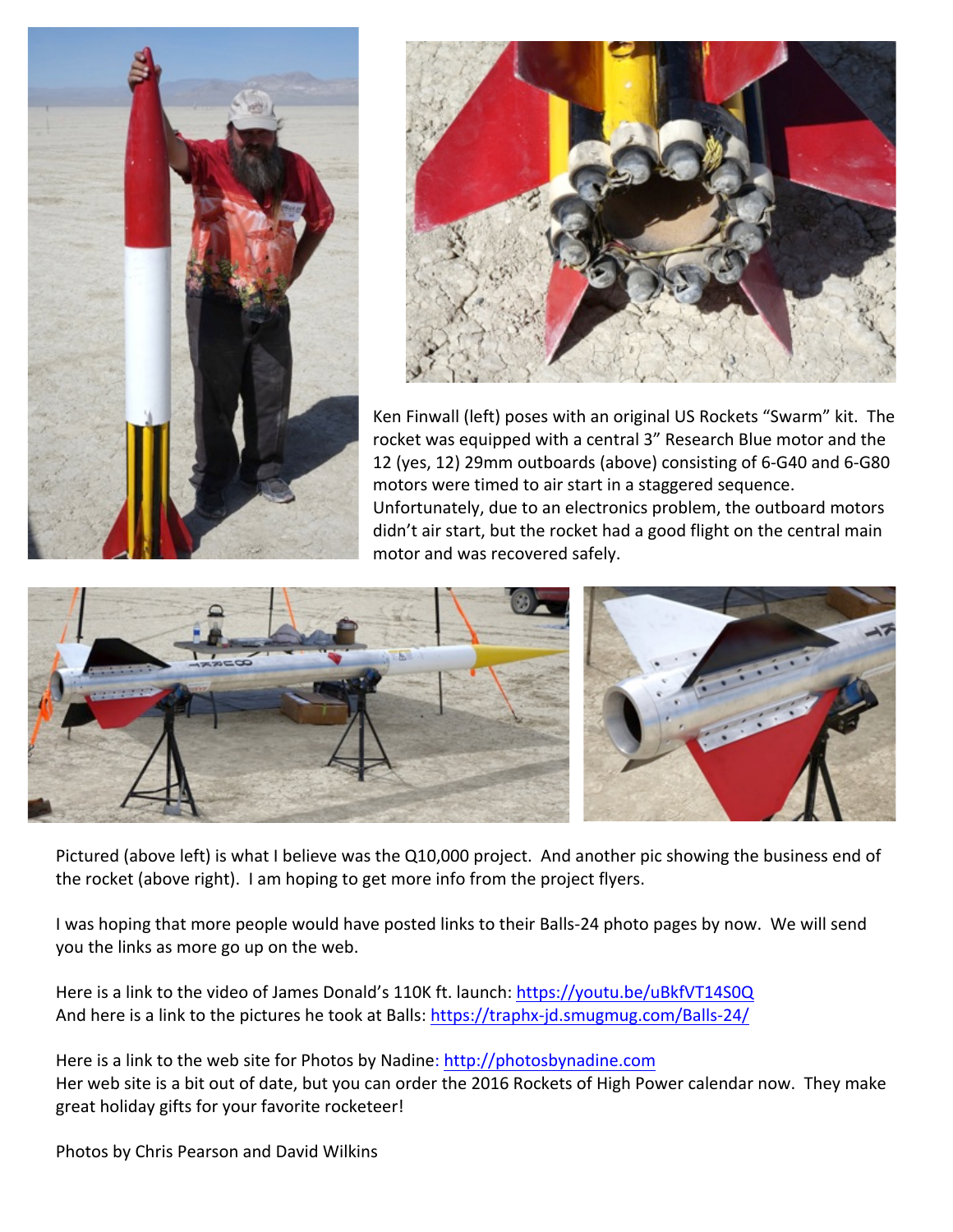Ken Finwall (left) poses with an original US Rockets "Swarm" kit. The rocket was equipped with a central 3" Research Blue motor and the 12 (yes, 12) 29mm outboards (above) consisting of 6-G40 and 6-G80 motors were timed to air start in a staggered sequence. Unfortunately, due to an electronics problem, the outboard motors didn't air start, but the rocket had a good flight on the central main motor and was recovered safely.

Pictured (above left) is what I believe was the Q10,000 project. And another pic showing the business end of the rocket (above right). I am hoping to get more info from the project flyers.

I was hoping that more people would have posted links to their Balls-24 photo pages by now. We will send you the links as more go up on the web.

Here is a link to the video of James Donald's 110K ft. launch: https://youtu.be/uBkfVT14S0Q
And here is a link to the pictures he took at Balls: https://traphx-jd.smugmug.com/Balls-24/

Here is a link to the web site for Photos by Nadine: http://photosbynadine.com
Her web site is a bit out of date, but you can order the 2016 Rockets of High Power calendar now. They make great holiday gifts for your favorite rocketeer!

Photos by Chris Pearson and David Wilkins